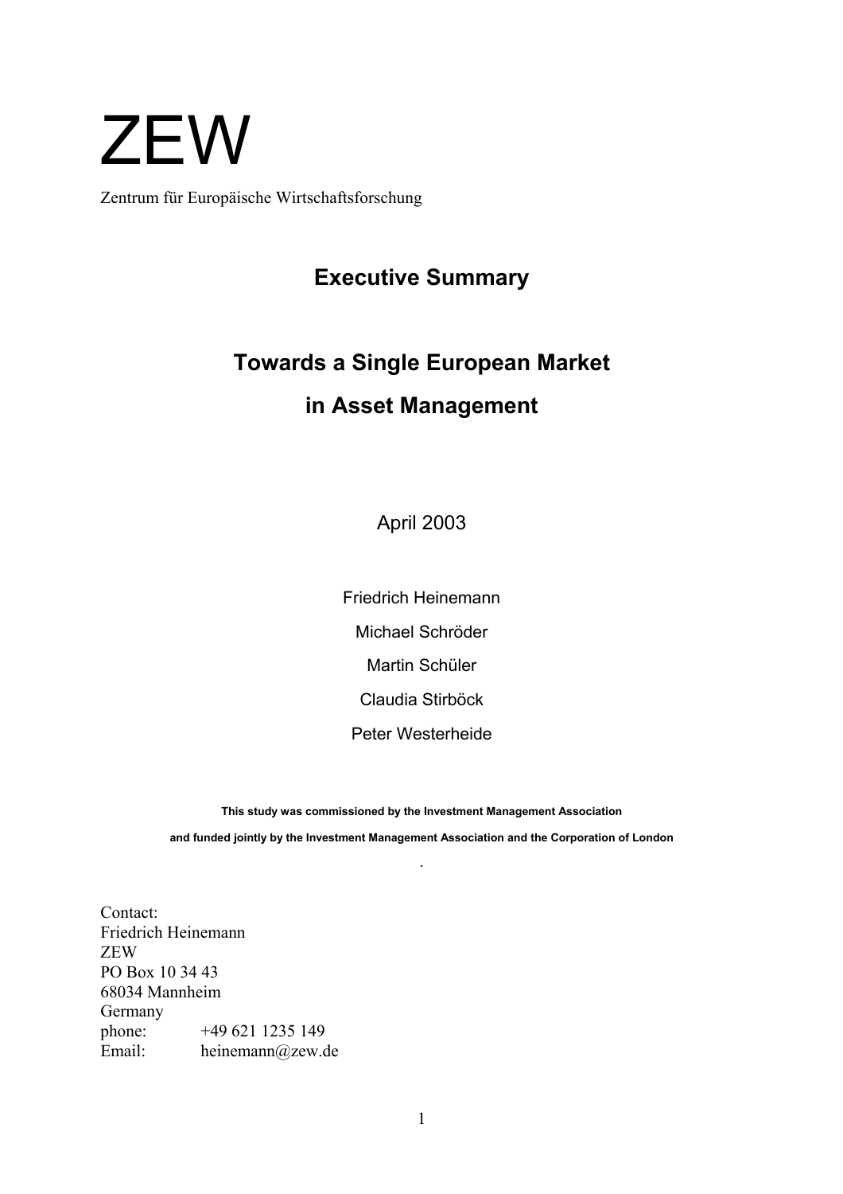# ZEW

Zentrum für Europäische Wirtschaftsforschung

## Executive Summary

## Towards a Single European Market in Asset Management

April 2003

Friedrich Heinemann

Michael Schröder

Martin Schüler

Claudia Stirböck

Peter Westerheide

**This study was commissioned by the Investment Management Association**

**and funded jointly by the Investment Management Association and the Corporation of London**

.

Contact:
Friedrich Heinemann
ZEW
PO Box 10 34 43
68034 Mannheim
Germany
phone: +49 621 1235 149
Email: heinemann@zew.de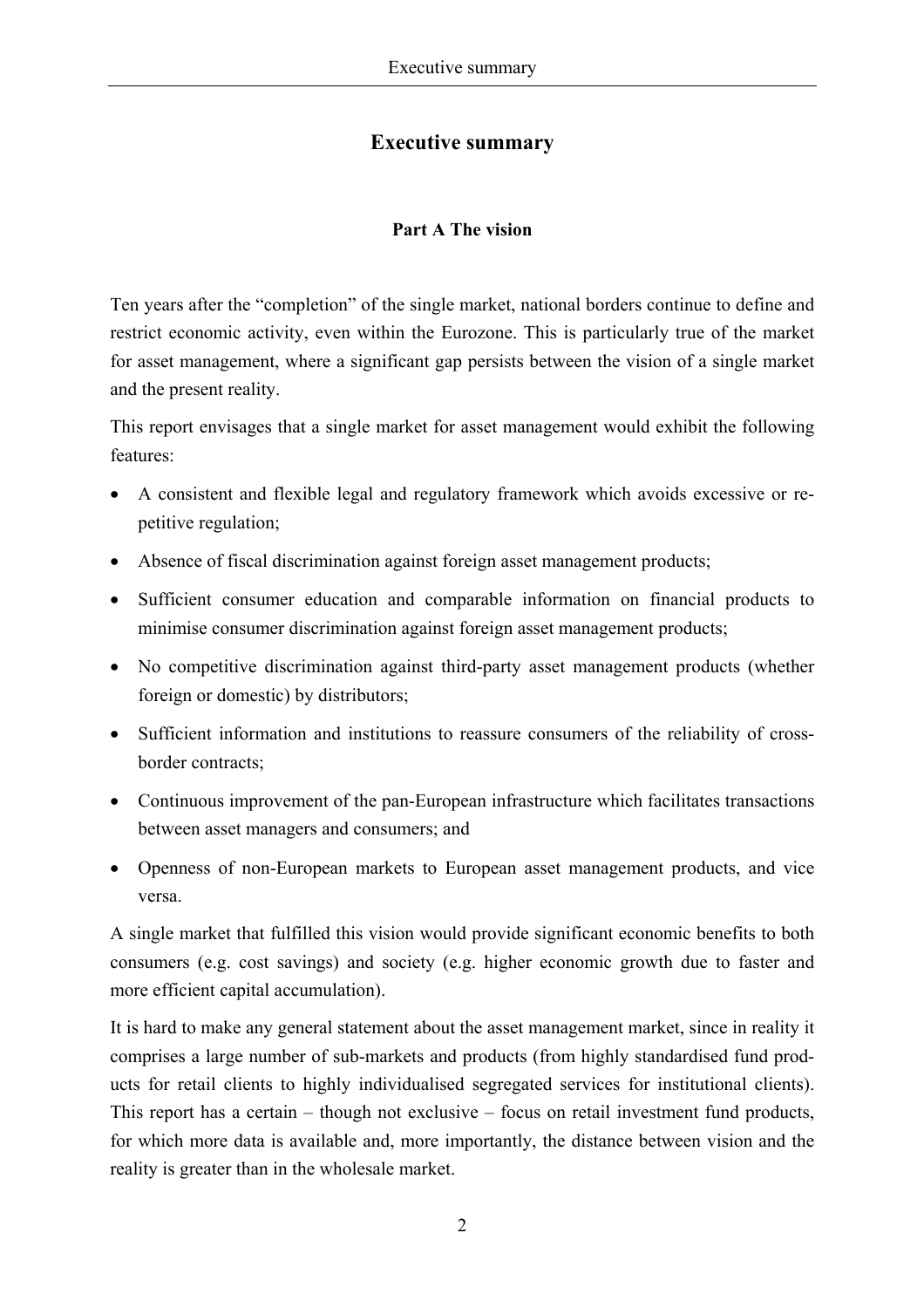# Executive summary

## Part A The vision

Ten years after the "completion" of the single market, national borders continue to define and restrict economic activity, even within the Eurozone. This is particularly true of the market for asset management, where a significant gap persists between the vision of a single market and the present reality.

This report envisages that a single market for asset management would exhibit the following features:

- A consistent and flexible legal and regulatory framework which avoids excessive or repetitive regulation;
- Absence of fiscal discrimination against foreign asset management products;
- Sufficient consumer education and comparable information on financial products to minimise consumer discrimination against foreign asset management products;
- No competitive discrimination against third-party asset management products (whether foreign or domestic) by distributors;
- Sufficient information and institutions to reassure consumers of the reliability of cross-border contracts;
- Continuous improvement of the pan-European infrastructure which facilitates transactions between asset managers and consumers; and
- Openness of non-European markets to European asset management products, and vice versa.

A single market that fulfilled this vision would provide significant economic benefits to both consumers (e.g. cost savings) and society (e.g. higher economic growth due to faster and more efficient capital accumulation).

It is hard to make any general statement about the asset management market, since in reality it comprises a large number of sub-markets and products (from highly standardised fund products for retail clients to highly individualised segregated services for institutional clients). This report has a certain – though not exclusive – focus on retail investment fund products, for which more data is available and, more importantly, the distance between vision and the reality is greater than in the wholesale market.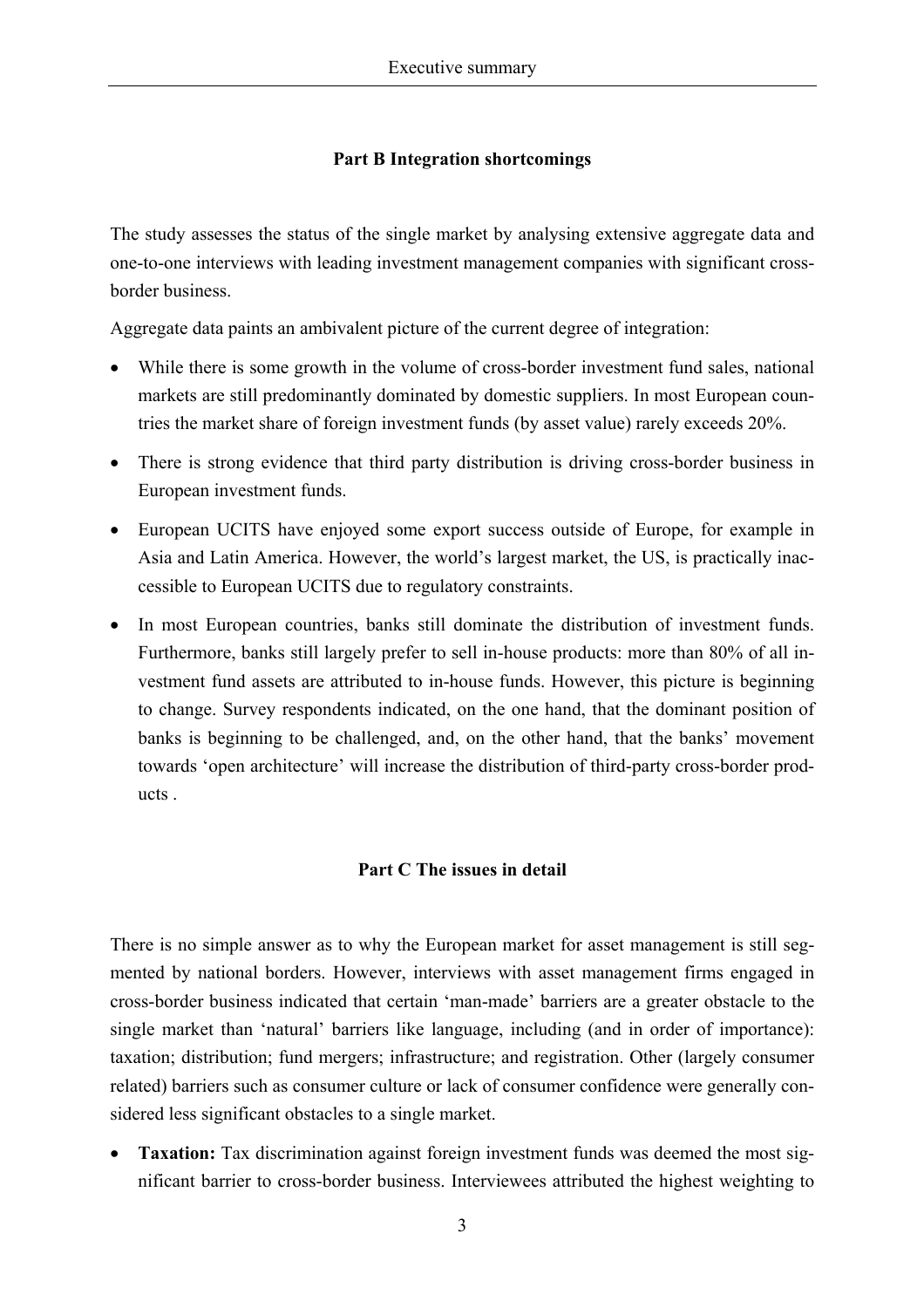## Part B Integration shortcomings

The study assesses the status of the single market by analysing extensive aggregate data and one-to-one interviews with leading investment management companies with significant cross-border business.

Aggregate data paints an ambivalent picture of the current degree of integration:

- While there is some growth in the volume of cross-border investment fund sales, national markets are still predominantly dominated by domestic suppliers. In most European countries the market share of foreign investment funds (by asset value) rarely exceeds 20%.
- There is strong evidence that third party distribution is driving cross-border business in European investment funds.
- European UCITS have enjoyed some export success outside of Europe, for example in Asia and Latin America. However, the world's largest market, the US, is practically inaccessible to European UCITS due to regulatory constraints.
- In most European countries, banks still dominate the distribution of investment funds. Furthermore, banks still largely prefer to sell in-house products: more than 80% of all investment fund assets are attributed to in-house funds. However, this picture is beginning to change. Survey respondents indicated, on the one hand, that the dominant position of banks is beginning to be challenged, and, on the other hand, that the banks' movement towards 'open architecture' will increase the distribution of third-party cross-border products .

## Part C The issues in detail

There is no simple answer as to why the European market for asset management is still segmented by national borders. However, interviews with asset management firms engaged in cross-border business indicated that certain 'man-made' barriers are a greater obstacle to the single market than 'natural' barriers like language, including (and in order of importance): taxation; distribution; fund mergers; infrastructure; and registration. Other (largely consumer related) barriers such as consumer culture or lack of consumer confidence were generally considered less significant obstacles to a single market.

- **Taxation:** Tax discrimination against foreign investment funds was deemed the most significant barrier to cross-border business. Interviewees attributed the highest weighting to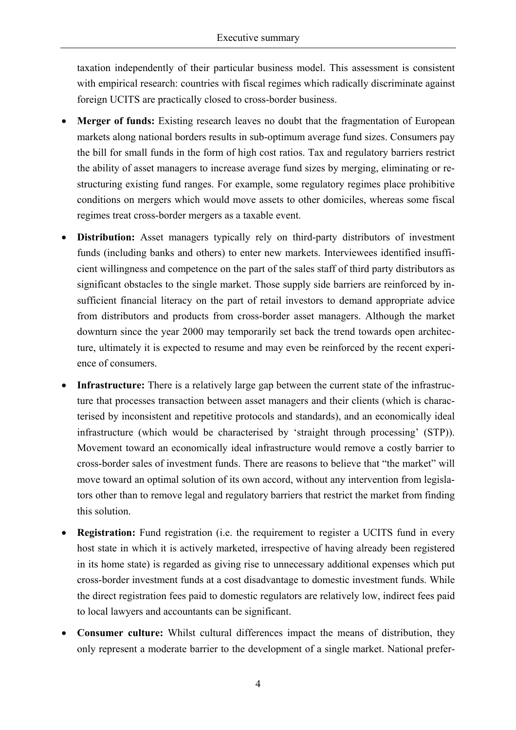taxation independently of their particular business model. This assessment is consistent with empirical research: countries with fiscal regimes which radically discriminate against foreign UCITS are practically closed to cross-border business.

- **Merger of funds:** Existing research leaves no doubt that the fragmentation of European markets along national borders results in sub-optimum average fund sizes. Consumers pay the bill for small funds in the form of high cost ratios. Tax and regulatory barriers restrict the ability of asset managers to increase average fund sizes by merging, eliminating or restructuring existing fund ranges. For example, some regulatory regimes place prohibitive conditions on mergers which would move assets to other domiciles, whereas some fiscal regimes treat cross-border mergers as a taxable event.
- **Distribution:** Asset managers typically rely on third-party distributors of investment funds (including banks and others) to enter new markets. Interviewees identified insufficient willingness and competence on the part of the sales staff of third party distributors as significant obstacles to the single market. Those supply side barriers are reinforced by insufficient financial literacy on the part of retail investors to demand appropriate advice from distributors and products from cross-border asset managers. Although the market downturn since the year 2000 may temporarily set back the trend towards open architecture, ultimately it is expected to resume and may even be reinforced by the recent experience of consumers.
- **Infrastructure:** There is a relatively large gap between the current state of the infrastructure that processes transaction between asset managers and their clients (which is characterised by inconsistent and repetitive protocols and standards), and an economically ideal infrastructure (which would be characterised by 'straight through processing' (STP)). Movement toward an economically ideal infrastructure would remove a costly barrier to cross-border sales of investment funds. There are reasons to believe that "the market" will move toward an optimal solution of its own accord, without any intervention from legislators other than to remove legal and regulatory barriers that restrict the market from finding this solution.
- **Registration:** Fund registration (i.e. the requirement to register a UCITS fund in every host state in which it is actively marketed, irrespective of having already been registered in its home state) is regarded as giving rise to unnecessary additional expenses which put cross-border investment funds at a cost disadvantage to domestic investment funds. While the direct registration fees paid to domestic regulators are relatively low, indirect fees paid to local lawyers and accountants can be significant.
- **Consumer culture:** Whilst cultural differences impact the means of distribution, they only represent a moderate barrier to the development of a single market. National prefer-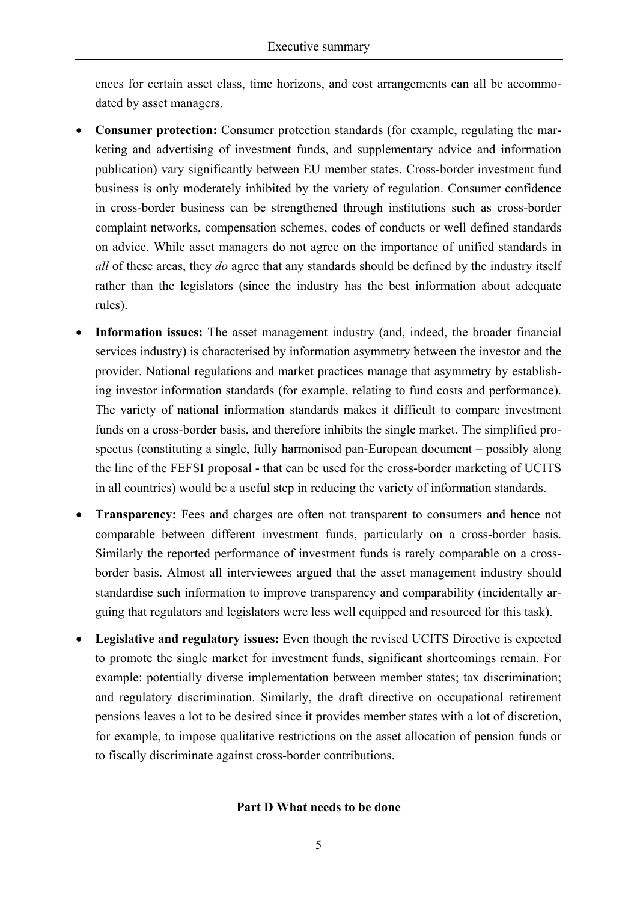ences for certain asset class, time horizons, and cost arrangements can all be accommodated by asset managers.

- **Consumer protection:** Consumer protection standards (for example, regulating the marketing and advertising of investment funds, and supplementary advice and information publication) vary significantly between EU member states. Cross-border investment fund business is only moderately inhibited by the variety of regulation. Consumer confidence in cross-border business can be strengthened through institutions such as cross-border complaint networks, compensation schemes, codes of conducts or well defined standards on advice. While asset managers do not agree on the importance of unified standards in *all* of these areas, they *do* agree that any standards should be defined by the industry itself rather than the legislators (since the industry has the best information about adequate rules).
- **Information issues:** The asset management industry (and, indeed, the broader financial services industry) is characterised by information asymmetry between the investor and the provider. National regulations and market practices manage that asymmetry by establishing investor information standards (for example, relating to fund costs and performance). The variety of national information standards makes it difficult to compare investment funds on a cross-border basis, and therefore inhibits the single market. The simplified prospectus (constituting a single, fully harmonised pan-European document – possibly along the line of the FEFSI proposal - that can be used for the cross-border marketing of UCITS in all countries) would be a useful step in reducing the variety of information standards.
- **Transparency:** Fees and charges are often not transparent to consumers and hence not comparable between different investment funds, particularly on a cross-border basis. Similarly the reported performance of investment funds is rarely comparable on a cross-border basis. Almost all interviewees argued that the asset management industry should standardise such information to improve transparency and comparability (incidentally arguing that regulators and legislators were less well equipped and resourced for this task).
- **Legislative and regulatory issues:** Even though the revised UCITS Directive is expected to promote the single market for investment funds, significant shortcomings remain. For example: potentially diverse implementation between member states; tax discrimination; and regulatory discrimination. Similarly, the draft directive on occupational retirement pensions leaves a lot to be desired since it provides member states with a lot of discretion, for example, to impose qualitative restrictions on the asset allocation of pension funds or to fiscally discriminate against cross-border contributions.

## Part D What needs to be done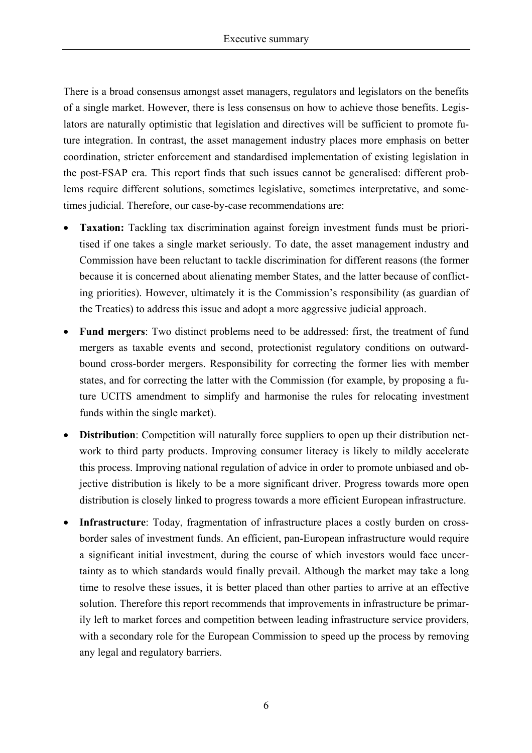There is a broad consensus amongst asset managers, regulators and legislators on the benefits of a single market. However, there is less consensus on how to achieve those benefits. Legislators are naturally optimistic that legislation and directives will be sufficient to promote future integration. In contrast, the asset management industry places more emphasis on better coordination, stricter enforcement and standardised implementation of existing legislation in the post-FSAP era. This report finds that such issues cannot be generalised: different problems require different solutions, sometimes legislative, sometimes interpretative, and sometimes judicial. Therefore, our case-by-case recommendations are:

- **Taxation:** Tackling tax discrimination against foreign investment funds must be prioritised if one takes a single market seriously. To date, the asset management industry and Commission have been reluctant to tackle discrimination for different reasons (the former because it is concerned about alienating member States, and the latter because of conflicting priorities). However, ultimately it is the Commission's responsibility (as guardian of the Treaties) to address this issue and adopt a more aggressive judicial approach.
- **Fund mergers**: Two distinct problems need to be addressed: first, the treatment of fund mergers as taxable events and second, protectionist regulatory conditions on outward-bound cross-border mergers. Responsibility for correcting the former lies with member states, and for correcting the latter with the Commission (for example, by proposing a future UCITS amendment to simplify and harmonise the rules for relocating investment funds within the single market).
- **Distribution**: Competition will naturally force suppliers to open up their distribution network to third party products. Improving consumer literacy is likely to mildly accelerate this process. Improving national regulation of advice in order to promote unbiased and objective distribution is likely to be a more significant driver. Progress towards more open distribution is closely linked to progress towards a more efficient European infrastructure.
- **Infrastructure**: Today, fragmentation of infrastructure places a costly burden on cross-border sales of investment funds. An efficient, pan-European infrastructure would require a significant initial investment, during the course of which investors would face uncertainty as to which standards would finally prevail. Although the market may take a long time to resolve these issues, it is better placed than other parties to arrive at an effective solution. Therefore this report recommends that improvements in infrastructure be primarily left to market forces and competition between leading infrastructure service providers, with a secondary role for the European Commission to speed up the process by removing any legal and regulatory barriers.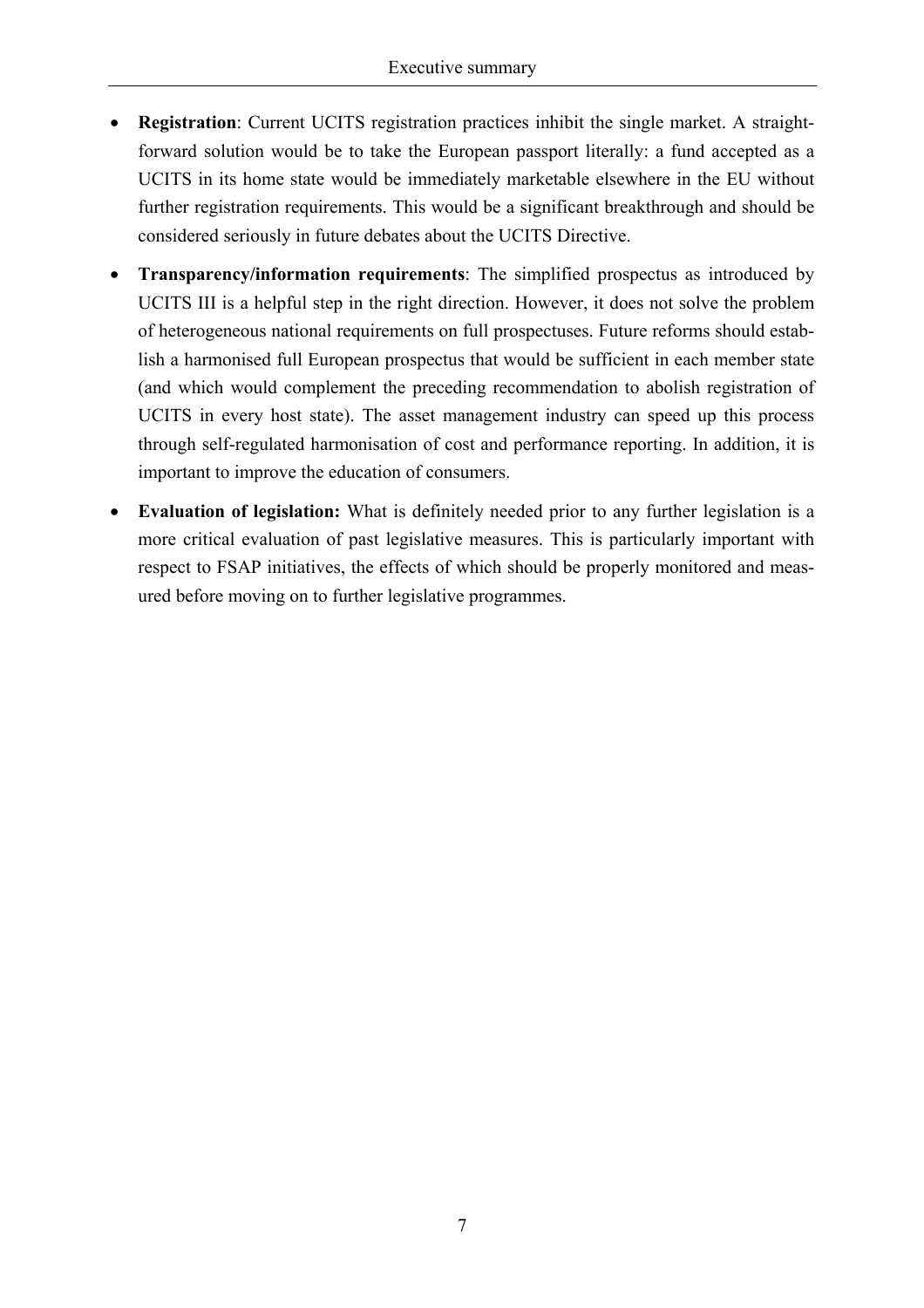- **Registration**: Current UCITS registration practices inhibit the single market. A straightforward solution would be to take the European passport literally: a fund accepted as a UCITS in its home state would be immediately marketable elsewhere in the EU without further registration requirements. This would be a significant breakthrough and should be considered seriously in future debates about the UCITS Directive.
- **Transparency/information requirements**: The simplified prospectus as introduced by UCITS III is a helpful step in the right direction. However, it does not solve the problem of heterogeneous national requirements on full prospectuses. Future reforms should establish a harmonised full European prospectus that would be sufficient in each member state (and which would complement the preceding recommendation to abolish registration of UCITS in every host state). The asset management industry can speed up this process through self-regulated harmonisation of cost and performance reporting. In addition, it is important to improve the education of consumers.
- **Evaluation of legislation:** What is definitely needed prior to any further legislation is a more critical evaluation of past legislative measures. This is particularly important with respect to FSAP initiatives, the effects of which should be properly monitored and measured before moving on to further legislative programmes.